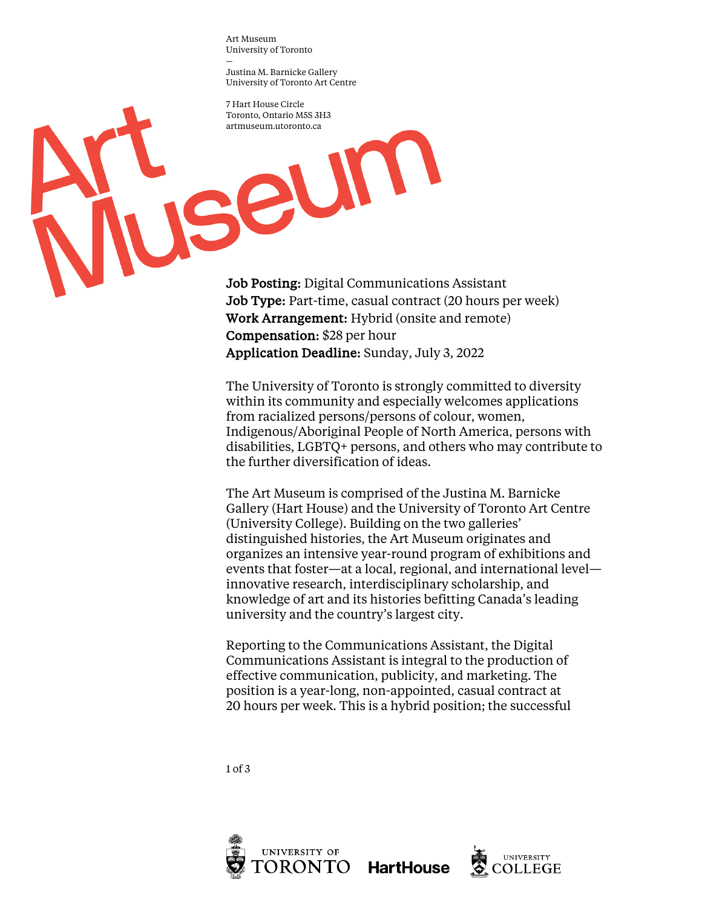Art Museum
University of Toronto
—
Justina M. Barnicke Gallery
University of Toronto Art Centre

7 Hart House Circle
Toronto, Ontario M5S 3H3
artmuseum.utoronto.ca

# Art Museum

**Job Posting:** Digital Communications Assistant
**Job Type:** Part-time, casual contract (20 hours per week)
**Work Arrangement:** Hybrid (onsite and remote)
**Compensation:** $28 per hour
**Application Deadline:** Sunday, July 3, 2022

The University of Toronto is strongly committed to diversity within its community and especially welcomes applications from racialized persons/persons of colour, women, Indigenous/Aboriginal People of North America, persons with disabilities, LGBTQ+ persons, and others who may contribute to the further diversification of ideas.

The Art Museum is comprised of the Justina M. Barnicke Gallery (Hart House) and the University of Toronto Art Centre (University College). Building on the two galleries' distinguished histories, the Art Museum originates and organizes an intensive year-round program of exhibitions and events that foster—at a local, regional, and international level—innovative research, interdisciplinary scholarship, and knowledge of art and its histories befitting Canada's leading university and the country's largest city.

Reporting to the Communications Assistant, the Digital Communications Assistant is integral to the production of effective communication, publicity, and marketing. The position is a year-long, non-appointed, casual contract at 20 hours per week. This is a hybrid position; the successful

University of Toronto | HartHouse | University College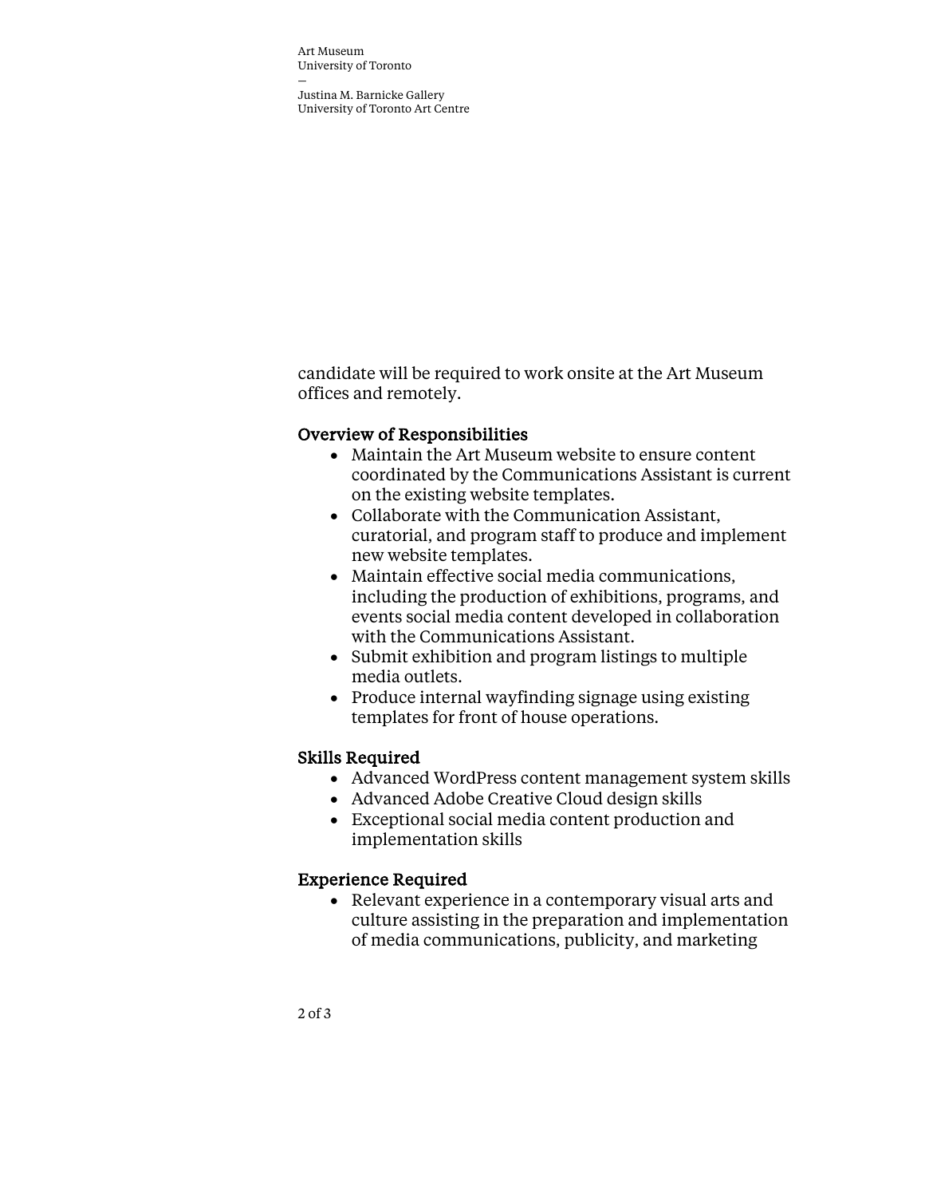candidate will be required to work onsite at the Art Museum offices and remotely.

### Overview of Responsibilities

- Maintain the Art Museum website to ensure content coordinated by the Communications Assistant is current on the existing website templates.
- Collaborate with the Communication Assistant, curatorial, and program staff to produce and implement new website templates.
- Maintain effective social media communications, including the production of exhibitions, programs, and events social media content developed in collaboration with the Communications Assistant.
- Submit exhibition and program listings to multiple media outlets.
- Produce internal wayfinding signage using existing templates for front of house operations.

### Skills Required

- Advanced WordPress content management system skills
- Advanced Adobe Creative Cloud design skills
- Exceptional social media content production and implementation skills

### Experience Required

- Relevant experience in a contemporary visual arts and culture assisting in the preparation and implementation of media communications, publicity, and marketing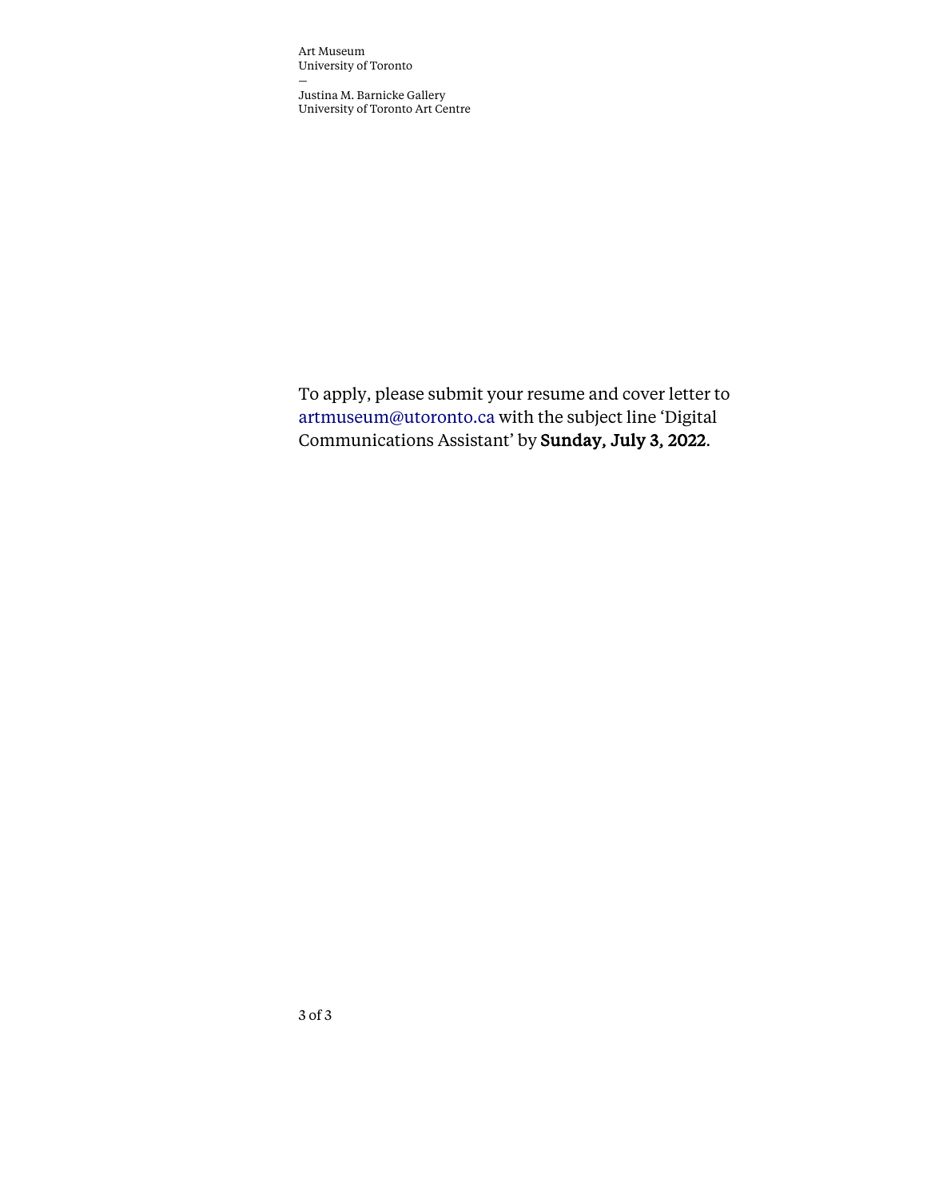To apply, please submit your resume and cover letter to artmuseum@utoronto.ca with the subject line 'Digital Communications Assistant' by **Sunday, July 3, 2022**.